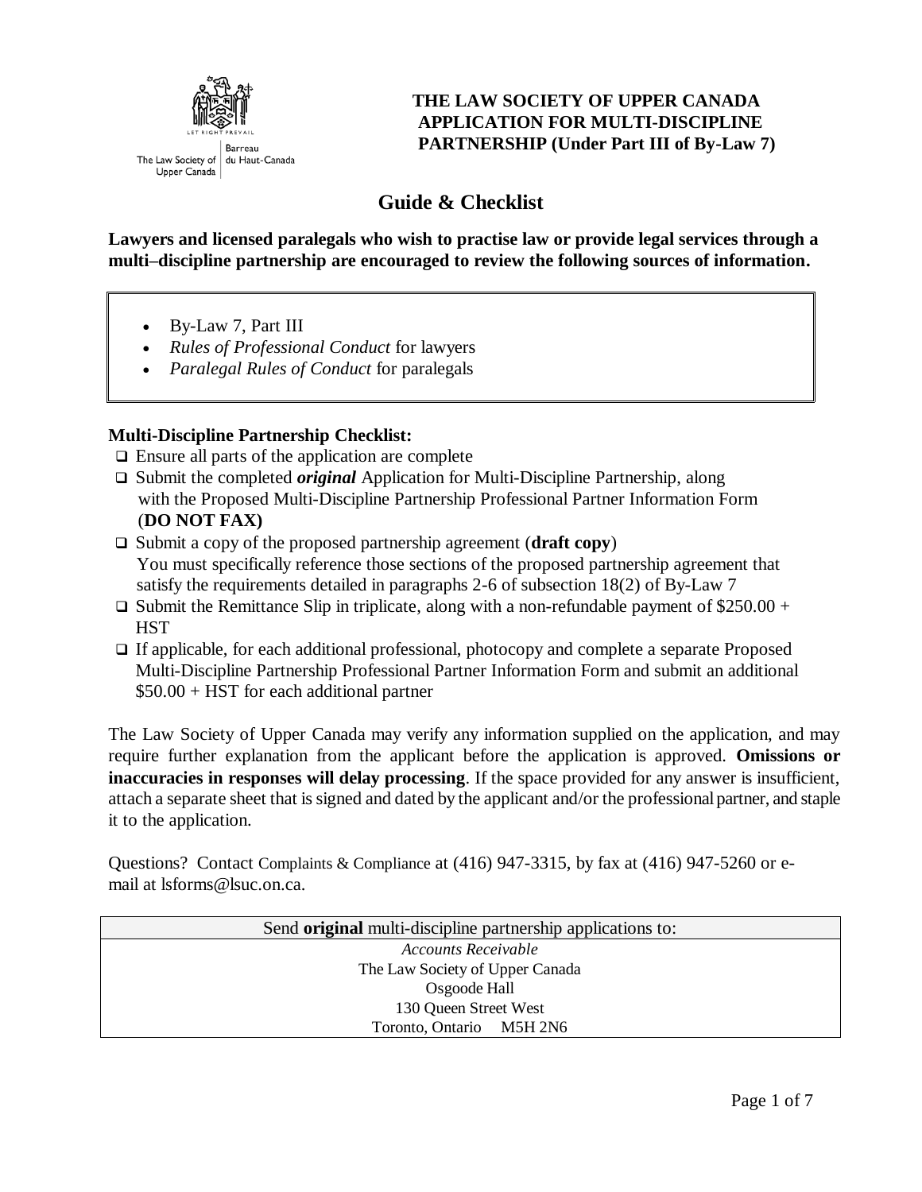The Law Society of Upper Canada | Barreau du Haut-Canada

**THE LAW SOCIETY OF UPPER CANADA**
**APPLICATION FOR MULTI-DISCIPLINE PARTNERSHIP (Under Part III of By-Law 7)**

# Guide & Checklist

**Lawyers and licensed paralegals who wish to practise law or provide legal services through a multi–discipline partnership are encouraged to review the following sources of information.**

- By-Law 7, Part III
- *Rules of Professional Conduct* for lawyers
- *Paralegal Rules of Conduct* for paralegals

**Multi-Discipline Partnership Checklist:**

- ❑ Ensure all parts of the application are complete
- ❑ Submit the completed ***original*** Application for Multi-Discipline Partnership, along with the Proposed Multi-Discipline Partnership Professional Partner Information Form (**DO NOT FAX)**
- ❑ Submit a copy of the proposed partnership agreement (**draft copy**) You must specifically reference those sections of the proposed partnership agreement that satisfy the requirements detailed in paragraphs 2-6 of subsection 18(2) of By-Law 7
- ❑ Submit the Remittance Slip in triplicate, along with a non-refundable payment of $250.00 + HST
- ❑ If applicable, for each additional professional, photocopy and complete a separate Proposed Multi-Discipline Partnership Professional Partner Information Form and submit an additional $50.00 + HST for each additional partner

The Law Society of Upper Canada may verify any information supplied on the application, and may require further explanation from the applicant before the application is approved. **Omissions or inaccuracies in responses will delay processing**. If the space provided for any answer is insufficient, attach a separate sheet that is signed and dated by the applicant and/or the professional partner, and staple it to the application.

Questions? Contact Complaints & Compliance at (416) 947-3315, by fax at (416) 947-5260 or e-mail at lsforms@lsuc.on.ca.

| Send **original** multi-discipline partnership applications to: |
|---|
| *Accounts Receivable*<br>The Law Society of Upper Canada<br>Osgoode Hall<br>130 Queen Street West<br>Toronto, Ontario M5H 2N6 |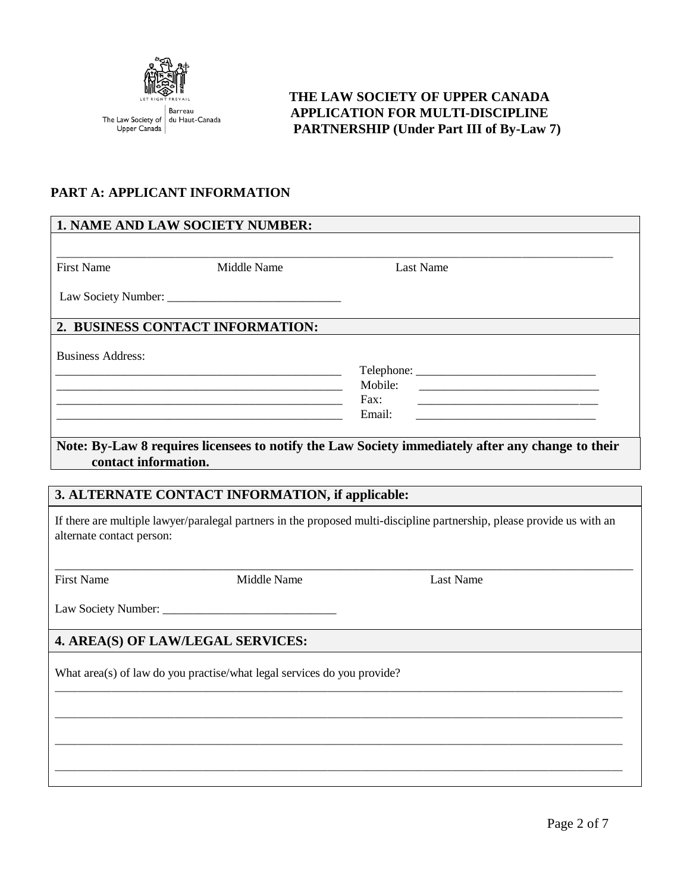The Law Society of Upper Canada | Barreau du Haut-Canada

LET RIGHT PREVAIL

**THE LAW SOCIETY OF UPPER CANADA**
**APPLICATION FOR MULTI-DISCIPLINE PARTNERSHIP (Under Part III of By-Law 7)**

## PART A: APPLICANT INFORMATION

### 1. NAME AND LAW SOCIETY NUMBER:

_______________________________________________________________________________

First Name Middle Name Last Name

Law Society Number: ____________________________

### 2. BUSINESS CONTACT INFORMATION:

Business Address:

______________________________________________ Telephone: ____________________________

______________________________________________ Mobile: ____________________________

______________________________________________ Fax: ____________________________

______________________________________________ Email: ____________________________

**Note: By-Law 8 requires licensees to notify the Law Society immediately after any change to their contact information.**

### 3. ALTERNATE CONTACT INFORMATION, if applicable:

If there are multiple lawyer/paralegal partners in the proposed multi-discipline partnership, please provide us with an alternate contact person:

_______________________________________________________________________________

First Name Middle Name Last Name

Law Society Number: ____________________________

### 4. AREA(S) OF LAW/LEGAL SERVICES:

What area(s) of law do you practise/what legal services do you provide?

_______________________________________________________________________________

_______________________________________________________________________________

_______________________________________________________________________________

_______________________________________________________________________________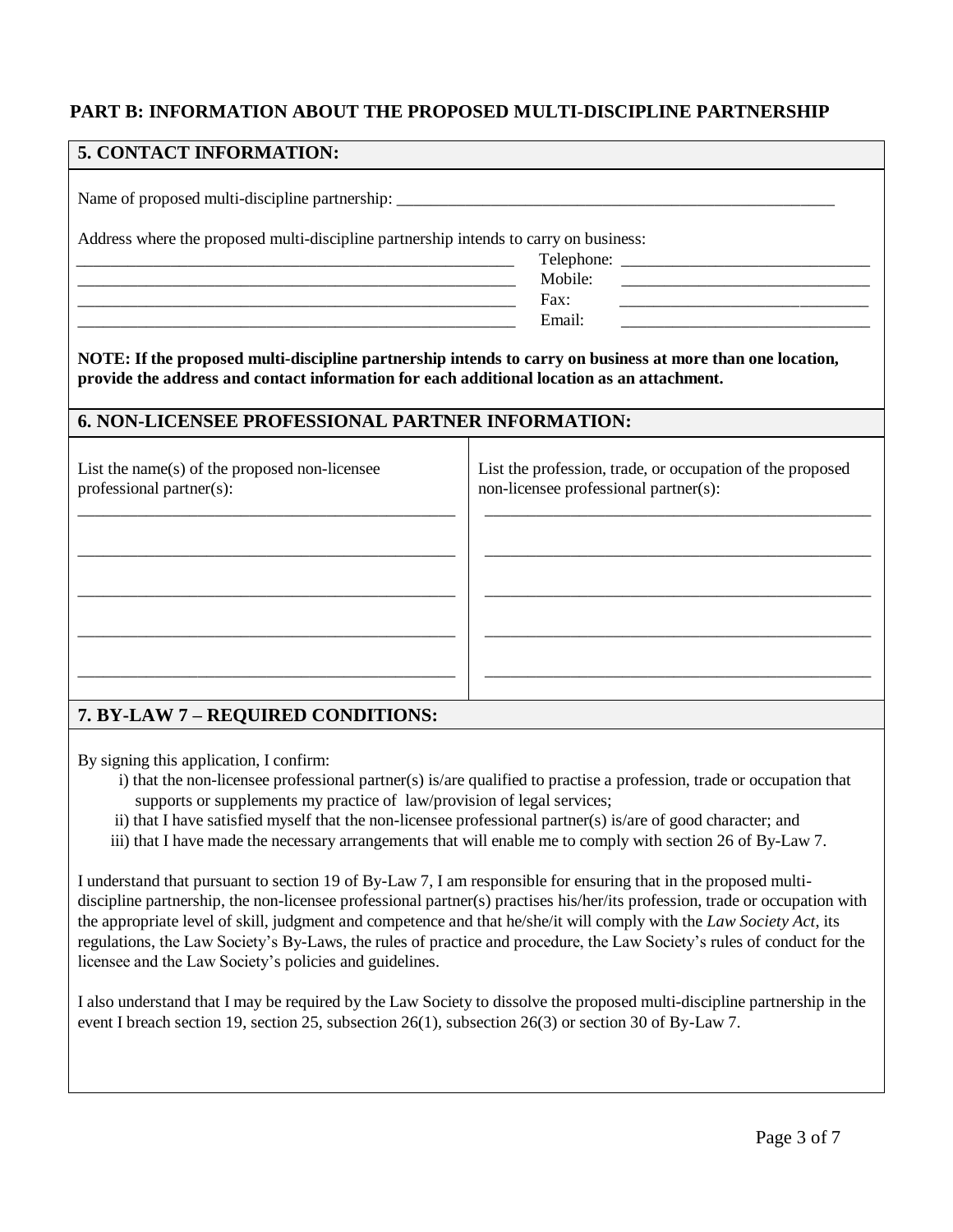## PART B: INFORMATION ABOUT THE PROPOSED MULTI-DISCIPLINE PARTNERSHIP

### 5. CONTACT INFORMATION:

Name of proposed multi-discipline partnership: ______________________________________________________

Address where the proposed multi-discipline partnership intends to carry on business:

_______________________________________________________ Telephone: ______________________________

_______________________________________________________ Mobile: ______________________________

_______________________________________________________ Fax: ______________________________

_______________________________________________________ Email: ______________________________

**NOTE: If the proposed multi-discipline partnership intends to carry on business at more than one location, provide the address and contact information for each additional location as an attachment.**

### 6. NON-LICENSEE PROFESSIONAL PARTNER INFORMATION:

| List the name(s) of the proposed non-licensee professional partner(s): | List the profession, trade, or occupation of the proposed non-licensee professional partner(s): |
|---|---|
| ______________________________ | ______________________________ |
| ______________________________ | ______________________________ |
| ______________________________ | ______________________________ |
| ______________________________ | ______________________________ |
| ______________________________ | ______________________________ |

### 7. BY-LAW 7 – REQUIRED CONDITIONS:

By signing this application, I confirm:

i) that the non-licensee professional partner(s) is/are qualified to practise a profession, trade or occupation that supports or supplements my practice of law/provision of legal services;

ii) that I have satisfied myself that the non-licensee professional partner(s) is/are of good character; and

iii) that I have made the necessary arrangements that will enable me to comply with section 26 of By-Law 7.

I understand that pursuant to section 19 of By-Law 7, I am responsible for ensuring that in the proposed multi-discipline partnership, the non-licensee professional partner(s) practises his/her/its profession, trade or occupation with the appropriate level of skill, judgment and competence and that he/she/it will comply with the *Law Society Act*, its regulations, the Law Society's By-Laws, the rules of practice and procedure, the Law Society's rules of conduct for the licensee and the Law Society's policies and guidelines.

I also understand that I may be required by the Law Society to dissolve the proposed multi-discipline partnership in the event I breach section 19, section 25, subsection 26(1), subsection 26(3) or section 30 of By-Law 7.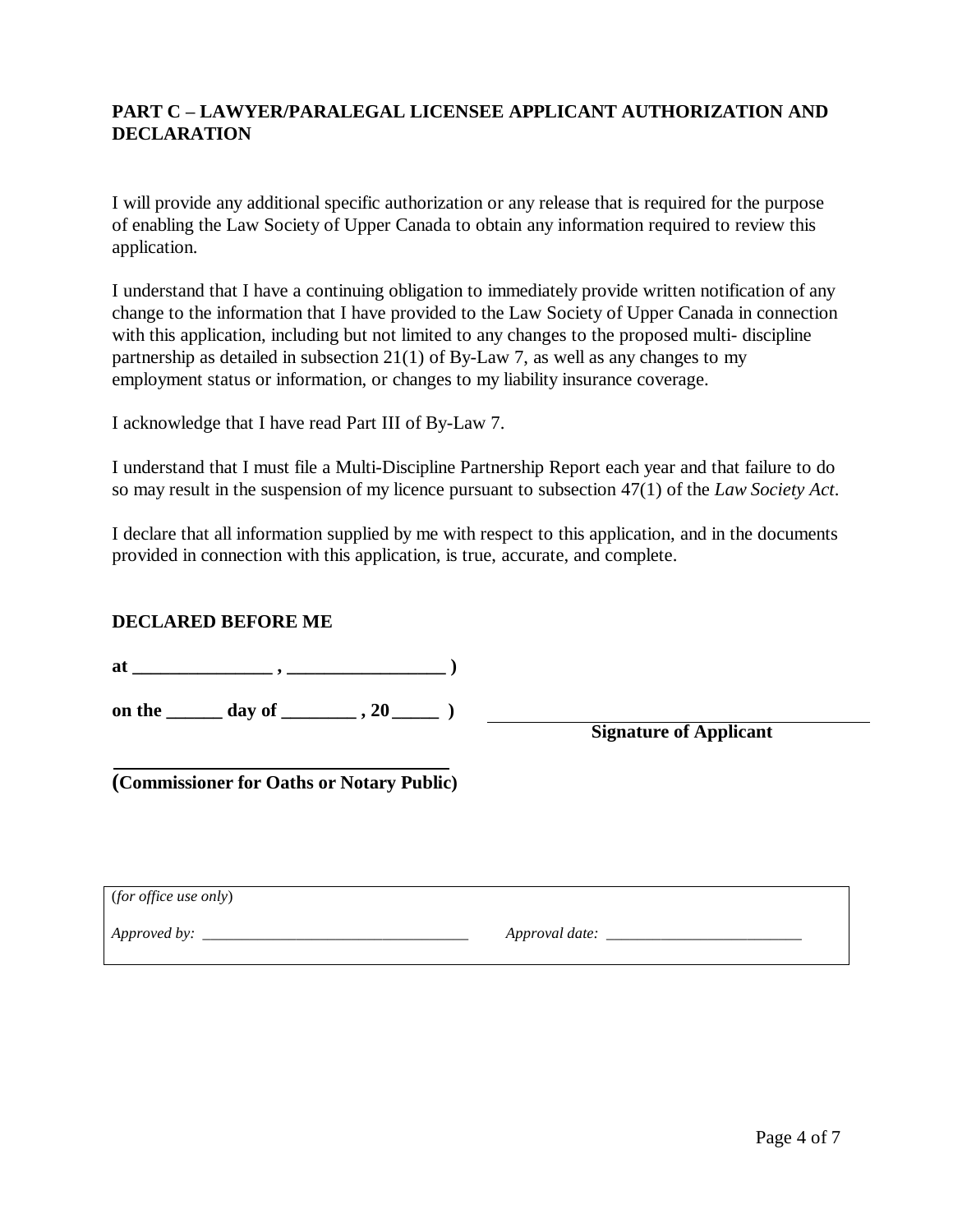## PART C – LAWYER/PARALEGAL LICENSEE APPLICANT AUTHORIZATION AND DECLARATION

I will provide any additional specific authorization or any release that is required for the purpose of enabling the Law Society of Upper Canada to obtain any information required to review this application.

I understand that I have a continuing obligation to immediately provide written notification of any change to the information that I have provided to the Law Society of Upper Canada in connection with this application, including but not limited to any changes to the proposed multi- discipline partnership as detailed in subsection 21(1) of By-Law 7, as well as any changes to my employment status or information, or changes to my liability insurance coverage.

I acknowledge that I have read Part III of By-Law 7.

I understand that I must file a Multi-Discipline Partnership Report each year and that failure to do so may result in the suspension of my licence pursuant to subsection 47(1) of the *Law Society Act*.

I declare that all information supplied by me with respect to this application, and in the documents provided in connection with this application, is true, accurate, and complete.

**DECLARED BEFORE ME**

**at _______________ , _________________ )**

**on the ______ day of ________ , 20 _____ )**

______________________________________
**Signature of Applicant**

______________________________________
**(Commissioner for Oaths or Notary Public)**

| (*for office use only*) | |
|---|---|
| *Approved by:* __________________________________ | *Approval date:* _________________________ |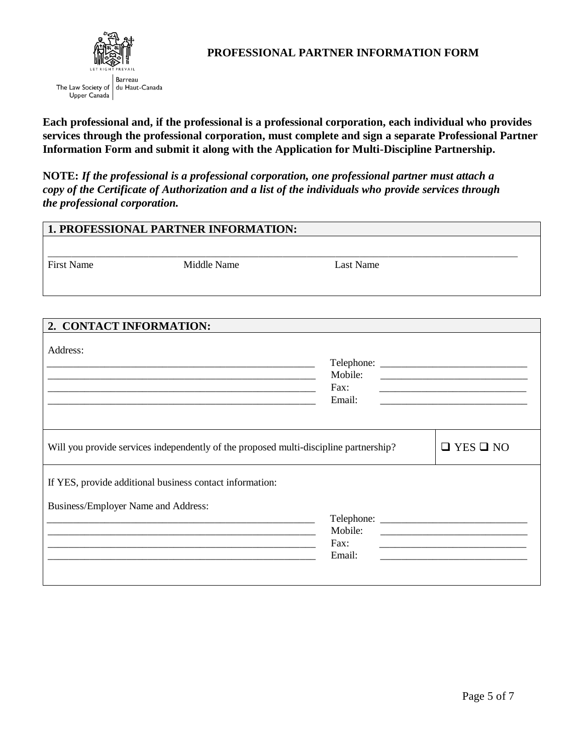The Law Society of Upper Canada | Barreau du Haut-Canada

# PROFESSIONAL PARTNER INFORMATION FORM

**Each professional and, if the professional is a professional corporation, each individual who provides services through the professional corporation, must complete and sign a separate Professional Partner Information Form and submit it along with the Application for Multi-Discipline Partnership.**

**NOTE:** ***If the professional is a professional corporation, one professional partner must attach a copy of the Certificate of Authorization and a list of the individuals who provide services through the professional corporation.***

## 1. PROFESSIONAL PARTNER INFORMATION:

_______________________________________________________________________________

First Name | Middle Name | Last Name

## 2. CONTACT INFORMATION:

Address:

_______________________________________________ Telephone: ___________________________

_______________________________________________ Mobile: ___________________________

_______________________________________________ Fax: ___________________________

_______________________________________________ Email: ___________________________

| Will you provide services independently of the proposed multi-discipline partnership? | ❑ YES ❑ NO |
|---|---|

If YES, provide additional business contact information:

Business/Employer Name and Address:

_______________________________________________ Telephone: ___________________________

_______________________________________________ Mobile: ___________________________

_______________________________________________ Fax: ___________________________

_______________________________________________ Email: ___________________________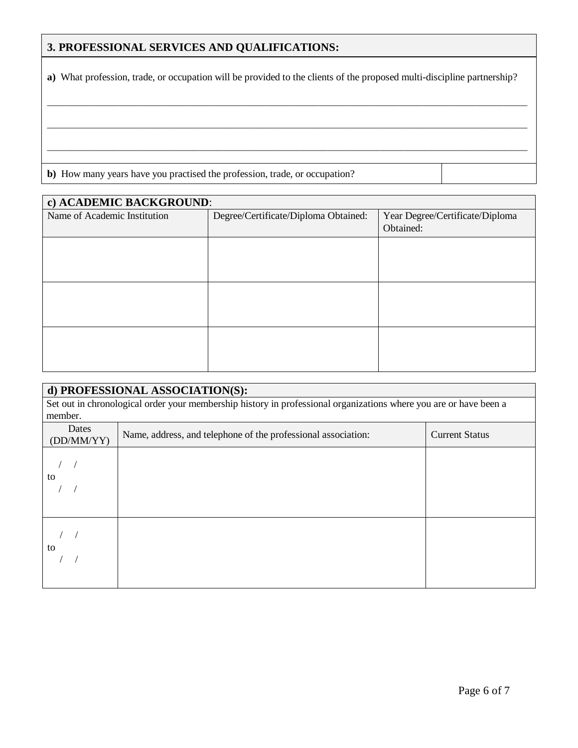## 3. PROFESSIONAL SERVICES AND QUALIFICATIONS:

**a)** What profession, trade, or occupation will be provided to the clients of the proposed multi-discipline partnership?

\_\_\_\_\_\_\_\_\_\_\_\_\_\_\_\_\_\_\_\_\_\_\_\_\_\_\_\_\_\_\_\_\_\_\_\_\_\_\_\_\_\_\_\_\_\_\_\_\_\_\_\_\_\_\_\_\_\_\_\_\_\_\_\_\_\_\_\_\_\_\_\_\_\_\_\_\_\_

\_\_\_\_\_\_\_\_\_\_\_\_\_\_\_\_\_\_\_\_\_\_\_\_\_\_\_\_\_\_\_\_\_\_\_\_\_\_\_\_\_\_\_\_\_\_\_\_\_\_\_\_\_\_\_\_\_\_\_\_\_\_\_\_\_\_\_\_\_\_\_\_\_\_\_\_\_\_

\_\_\_\_\_\_\_\_\_\_\_\_\_\_\_\_\_\_\_\_\_\_\_\_\_\_\_\_\_\_\_\_\_\_\_\_\_\_\_\_\_\_\_\_\_\_\_\_\_\_\_\_\_\_\_\_\_\_\_\_\_\_\_\_\_\_\_\_\_\_\_\_\_\_\_\_\_\_

| **b)** How many years have you practised the profession, trade, or occupation? | |
|---|---|

### c) ACADEMIC BACKGROUND:

| Name of Academic Institution | Degree/Certificate/Diploma Obtained: | Year Degree/Certificate/Diploma Obtained: |
|---|---|---|
| | | |
| | | |
| | | |

### d) PROFESSIONAL ASSOCIATION(S):

Set out in chronological order your membership history in professional organizations where you are or have been a member.

| Dates (DD/MM/YY) | Name, address, and telephone of the professional association: | Current Status |
|---|---|---|
| / / to / / | | |
| / / to / / | | |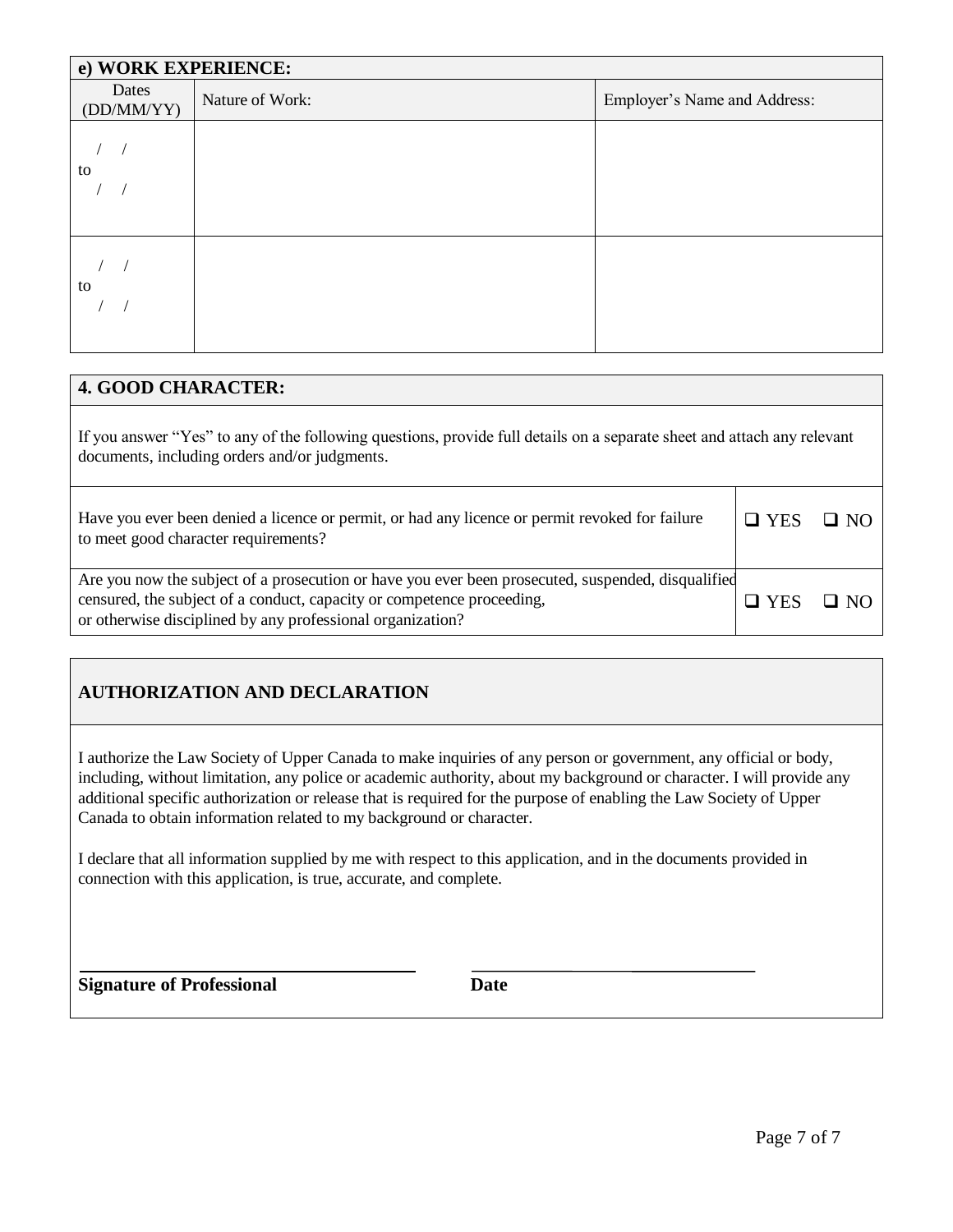## e) WORK EXPERIENCE:

| Dates (DD/MM/YY) | Nature of Work: | Employer's Name and Address: |
| --- | --- | --- |
| / / to / / | | |
| / / to / / | | |

## 4. GOOD CHARACTER:

If you answer "Yes" to any of the following questions, provide full details on a separate sheet and attach any relevant documents, including orders and/or judgments.

| | |
| --- | --- |
| Have you ever been denied a licence or permit, or had any licence or permit revoked for failure to meet good character requirements? | ❑ YES ❑ NO |
| Are you now the subject of a prosecution or have you ever been prosecuted, suspended, disqualified censured, the subject of a conduct, capacity or competence proceeding, or otherwise disciplined by any professional organization? | ❑ YES ❑ NO |

## AUTHORIZATION AND DECLARATION

I authorize the Law Society of Upper Canada to make inquiries of any person or government, any official or body, including, without limitation, any police or academic authority, about my background or character. I will provide any additional specific authorization or release that is required for the purpose of enabling the Law Society of Upper Canada to obtain information related to my background or character.

I declare that all information supplied by me with respect to this application, and in the documents provided in connection with this application, is true, accurate, and complete.

______________________________ ______________________________

**Signature of Professional** **Date**